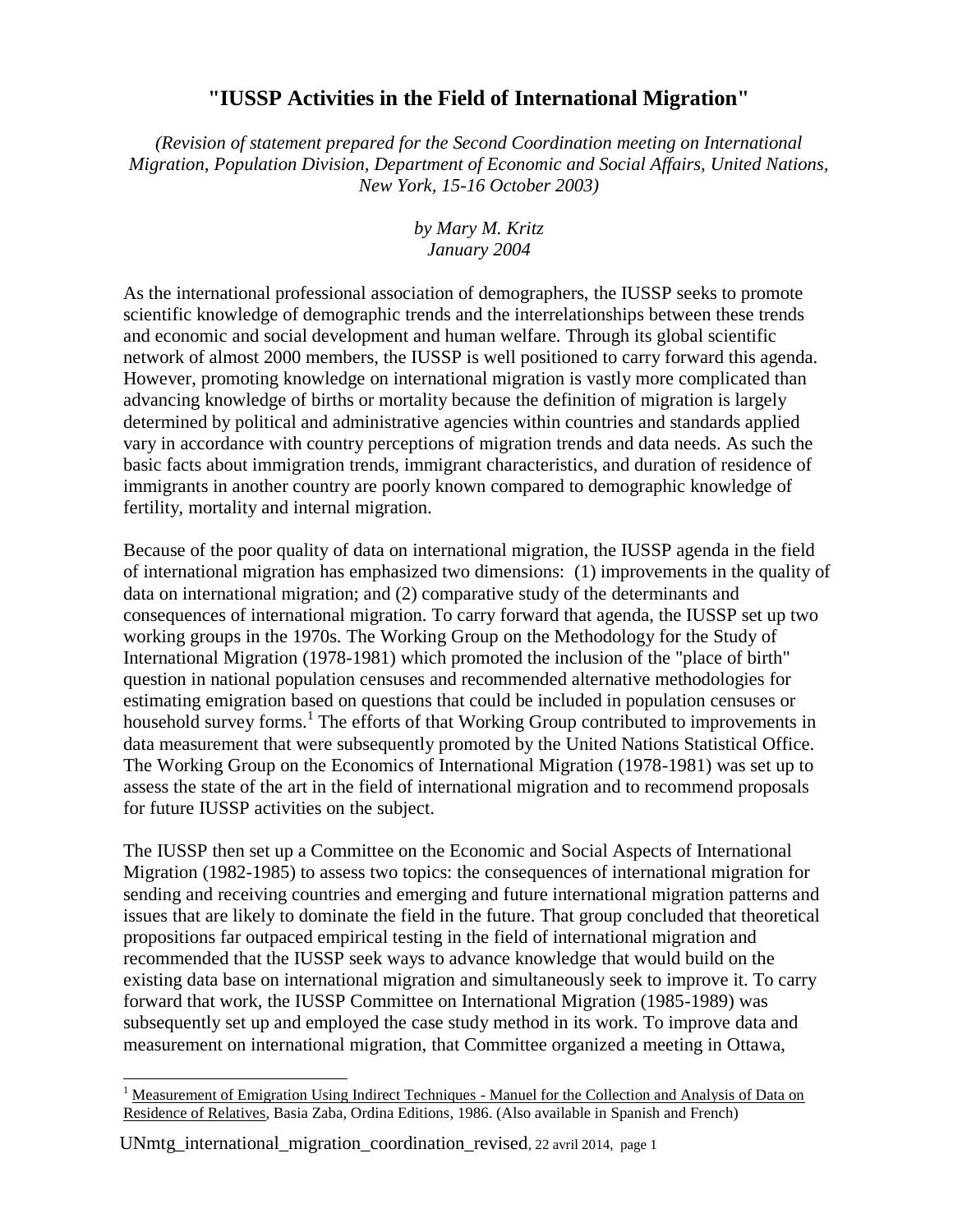# "IUSSP Activities in the Field of International Migration"

*(Revision of statement prepared for the Second Coordination meeting on International Migration, Population Division, Department of Economic and Social Affairs, United Nations, New York, 15-16 October 2003)*

*by Mary M. Kritz*
*January 2004*

As the international professional association of demographers, the IUSSP seeks to promote scientific knowledge of demographic trends and the interrelationships between these trends and economic and social development and human welfare. Through its global scientific network of almost 2000 members, the IUSSP is well positioned to carry forward this agenda. However, promoting knowledge on international migration is vastly more complicated than advancing knowledge of births or mortality because the definition of migration is largely determined by political and administrative agencies within countries and standards applied vary in accordance with country perceptions of migration trends and data needs. As such the basic facts about immigration trends, immigrant characteristics, and duration of residence of immigrants in another country are poorly known compared to demographic knowledge of fertility, mortality and internal migration.

Because of the poor quality of data on international migration, the IUSSP agenda in the field of international migration has emphasized two dimensions: (1) improvements in the quality of data on international migration; and (2) comparative study of the determinants and consequences of international migration. To carry forward that agenda, the IUSSP set up two working groups in the 1970s. The Working Group on the Methodology for the Study of International Migration (1978-1981) which promoted the inclusion of the "place of birth" question in national population censuses and recommended alternative methodologies for estimating emigration based on questions that could be included in population censuses or household survey forms.[1] The efforts of that Working Group contributed to improvements in data measurement that were subsequently promoted by the United Nations Statistical Office. The Working Group on the Economics of International Migration (1978-1981) was set up to assess the state of the art in the field of international migration and to recommend proposals for future IUSSP activities on the subject.

The IUSSP then set up a Committee on the Economic and Social Aspects of International Migration (1982-1985) to assess two topics: the consequences of international migration for sending and receiving countries and emerging and future international migration patterns and issues that are likely to dominate the field in the future. That group concluded that theoretical propositions far outpaced empirical testing in the field of international migration and recommended that the IUSSP seek ways to advance knowledge that would build on the existing data base on international migration and simultaneously seek to improve it. To carry forward that work, the IUSSP Committee on International Migration (1985-1989) was subsequently set up and employed the case study method in its work. To improve data and measurement on international migration, that Committee organized a meeting in Ottawa,

[1] Measurement of Emigration Using Indirect Techniques - Manuel for the Collection and Analysis of Data on Residence of Relatives, Basia Zaba, Ordina Editions, 1986. (Also available in Spanish and French)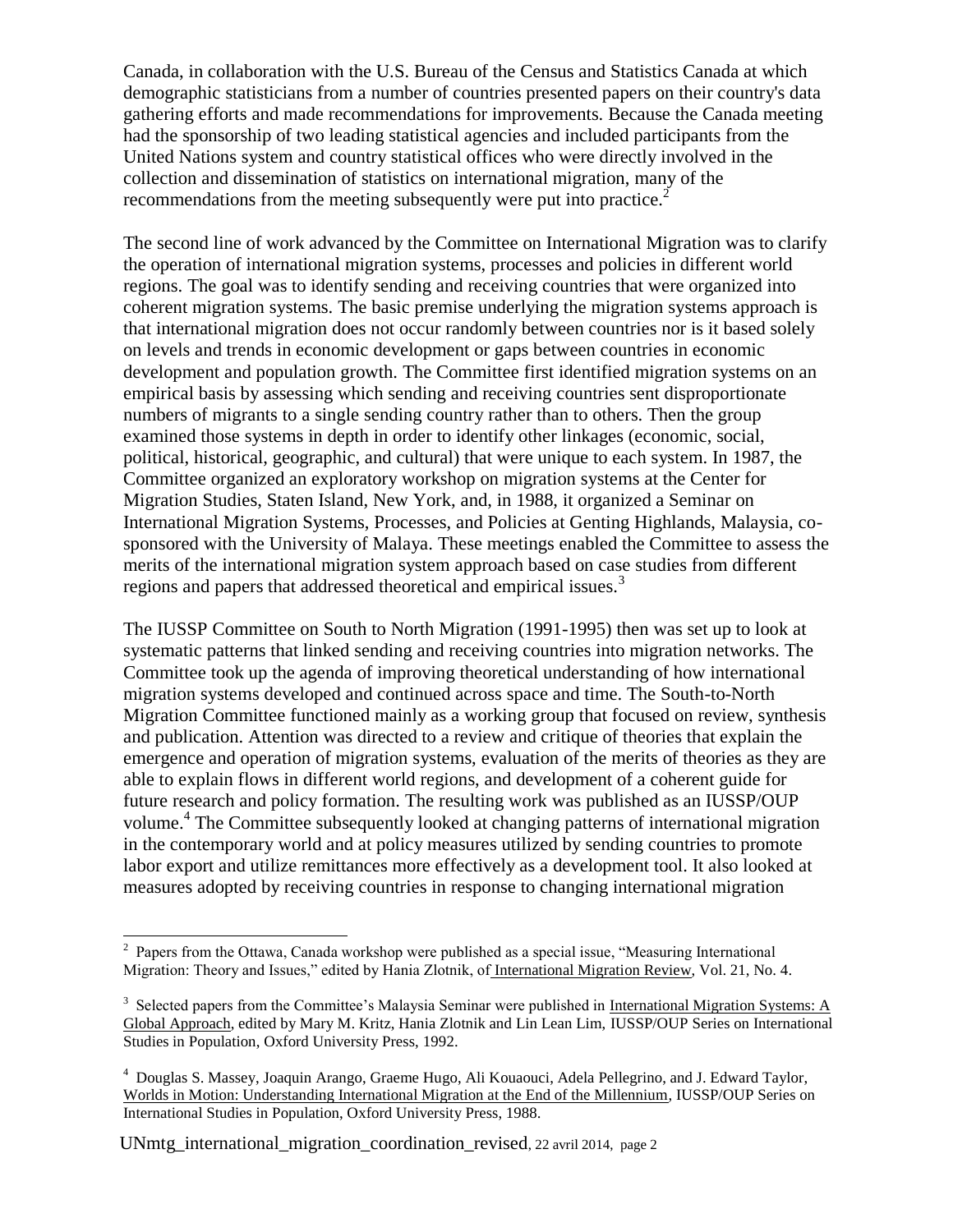Canada, in collaboration with the U.S. Bureau of the Census and Statistics Canada at which demographic statisticians from a number of countries presented papers on their country's data gathering efforts and made recommendations for improvements. Because the Canada meeting had the sponsorship of two leading statistical agencies and included participants from the United Nations system and country statistical offices who were directly involved in the collection and dissemination of statistics on international migration, many of the recommendations from the meeting subsequently were put into practice.[2]

The second line of work advanced by the Committee on International Migration was to clarify the operation of international migration systems, processes and policies in different world regions. The goal was to identify sending and receiving countries that were organized into coherent migration systems. The basic premise underlying the migration systems approach is that international migration does not occur randomly between countries nor is it based solely on levels and trends in economic development or gaps between countries in economic development and population growth. The Committee first identified migration systems on an empirical basis by assessing which sending and receiving countries sent disproportionate numbers of migrants to a single sending country rather than to others. Then the group examined those systems in depth in order to identify other linkages (economic, social, political, historical, geographic, and cultural) that were unique to each system. In 1987, the Committee organized an exploratory workshop on migration systems at the Center for Migration Studies, Staten Island, New York, and, in 1988, it organized a Seminar on International Migration Systems, Processes, and Policies at Genting Highlands, Malaysia, co-sponsored with the University of Malaya. These meetings enabled the Committee to assess the merits of the international migration system approach based on case studies from different regions and papers that addressed theoretical and empirical issues.[3]

The IUSSP Committee on South to North Migration (1991-1995) then was set up to look at systematic patterns that linked sending and receiving countries into migration networks. The Committee took up the agenda of improving theoretical understanding of how international migration systems developed and continued across space and time. The South-to-North Migration Committee functioned mainly as a working group that focused on review, synthesis and publication. Attention was directed to a review and critique of theories that explain the emergence and operation of migration systems, evaluation of the merits of theories as they are able to explain flows in different world regions, and development of a coherent guide for future research and policy formation. The resulting work was published as an IUSSP/OUP volume.[4] The Committee subsequently looked at changing patterns of international migration in the contemporary world and at policy measures utilized by sending countries to promote labor export and utilize remittances more effectively as a development tool. It also looked at measures adopted by receiving countries in response to changing international migration

---

[2] Papers from the Ottawa, Canada workshop were published as a special issue, "Measuring International Migration: Theory and Issues," edited by Hania Zlotnik, of International Migration Review, Vol. 21, No. 4.

[3] Selected papers from the Committee's Malaysia Seminar were published in International Migration Systems: A Global Approach, edited by Mary M. Kritz, Hania Zlotnik and Lin Lean Lim, IUSSP/OUP Series on International Studies in Population, Oxford University Press, 1992.

[4] Douglas S. Massey, Joaquin Arango, Graeme Hugo, Ali Kouaouci, Adela Pellegrino, and J. Edward Taylor, Worlds in Motion: Understanding International Migration at the End of the Millennium, IUSSP/OUP Series on International Studies in Population, Oxford University Press, 1988.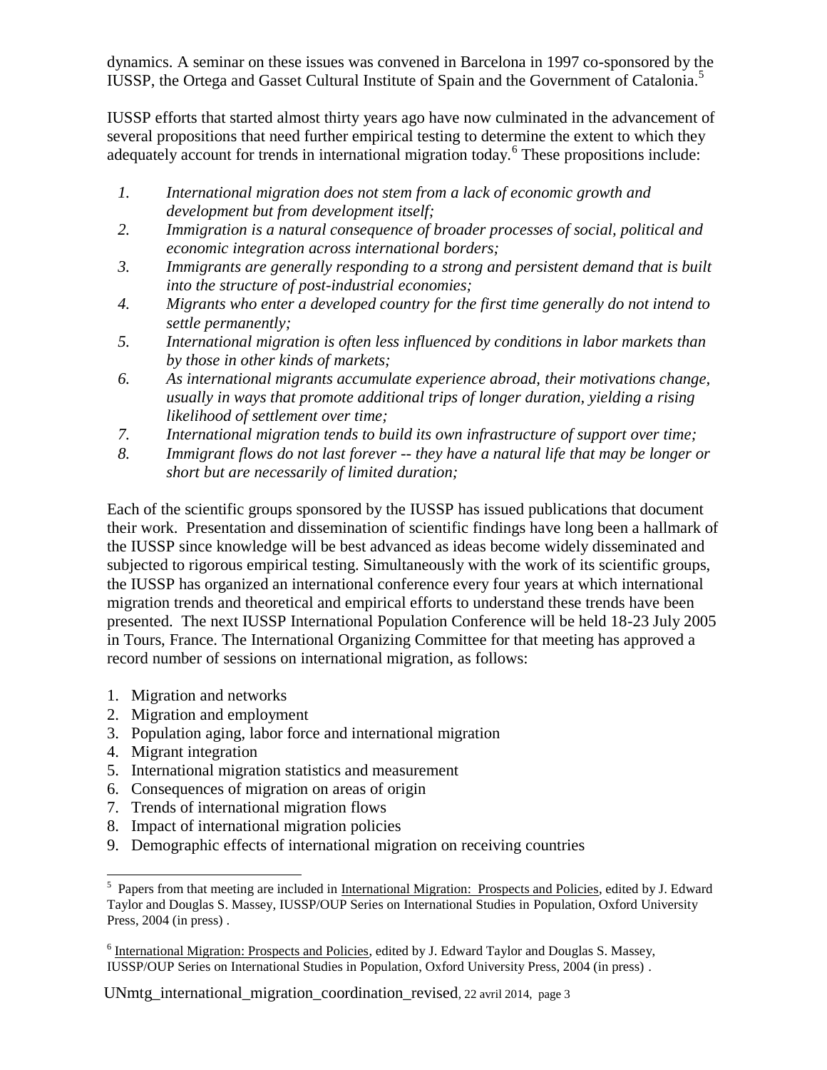dynamics. A seminar on these issues was convened in Barcelona in 1997 co-sponsored by the IUSSP, the Ortega and Gasset Cultural Institute of Spain and the Government of Catalonia.[5]

IUSSP efforts that started almost thirty years ago have now culminated in the advancement of several propositions that need further empirical testing to determine the extent to which they adequately account for trends in international migration today.[6] These propositions include:

1. *International migration does not stem from a lack of economic growth and development but from development itself;*
2. *Immigration is a natural consequence of broader processes of social, political and economic integration across international borders;*
3. *Immigrants are generally responding to a strong and persistent demand that is built into the structure of post-industrial economies;*
4. *Migrants who enter a developed country for the first time generally do not intend to settle permanently;*
5. *International migration is often less influenced by conditions in labor markets than by those in other kinds of markets;*
6. *As international migrants accumulate experience abroad, their motivations change, usually in ways that promote additional trips of longer duration, yielding a rising likelihood of settlement over time;*
7. *International migration tends to build its own infrastructure of support over time;*
8. *Immigrant flows do not last forever -- they have a natural life that may be longer or short but are necessarily of limited duration;*

Each of the scientific groups sponsored by the IUSSP has issued publications that document their work. Presentation and dissemination of scientific findings have long been a hallmark of the IUSSP since knowledge will be best advanced as ideas become widely disseminated and subjected to rigorous empirical testing. Simultaneously with the work of its scientific groups, the IUSSP has organized an international conference every four years at which international migration trends and theoretical and empirical efforts to understand these trends have been presented. The next IUSSP International Population Conference will be held 18-23 July 2005 in Tours, France. The International Organizing Committee for that meeting has approved a record number of sessions on international migration, as follows:

1. Migration and networks
2. Migration and employment
3. Population aging, labor force and international migration
4. Migrant integration
5. International migration statistics and measurement
6. Consequences of migration on areas of origin
7. Trends of international migration flows
8. Impact of international migration policies
9. Demographic effects of international migration on receiving countries

---

[5] Papers from that meeting are included in International Migration: Prospects and Policies, edited by J. Edward Taylor and Douglas S. Massey, IUSSP/OUP Series on International Studies in Population, Oxford University Press, 2004 (in press) .

[6] International Migration: Prospects and Policies, edited by J. Edward Taylor and Douglas S. Massey, IUSSP/OUP Series on International Studies in Population, Oxford University Press, 2004 (in press) .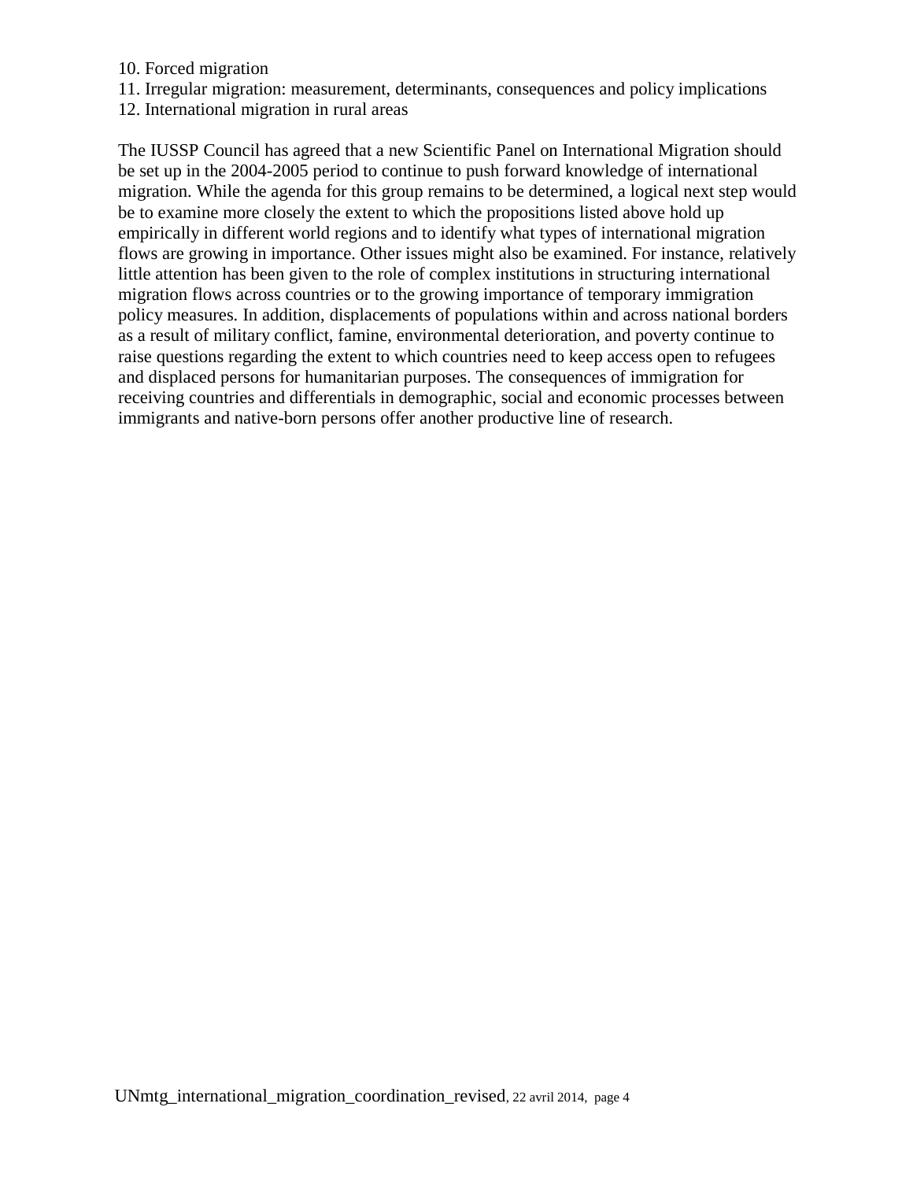10. Forced migration
11. Irregular migration: measurement, determinants, consequences and policy implications
12. International migration in rural areas

The IUSSP Council has agreed that a new Scientific Panel on International Migration should be set up in the 2004-2005 period to continue to push forward knowledge of international migration. While the agenda for this group remains to be determined, a logical next step would be to examine more closely the extent to which the propositions listed above hold up empirically in different world regions and to identify what types of international migration flows are growing in importance. Other issues might also be examined. For instance, relatively little attention has been given to the role of complex institutions in structuring international migration flows across countries or to the growing importance of temporary immigration policy measures. In addition, displacements of populations within and across national borders as a result of military conflict, famine, environmental deterioration, and poverty continue to raise questions regarding the extent to which countries need to keep access open to refugees and displaced persons for humanitarian purposes. The consequences of immigration for receiving countries and differentials in demographic, social and economic processes between immigrants and native-born persons offer another productive line of research.